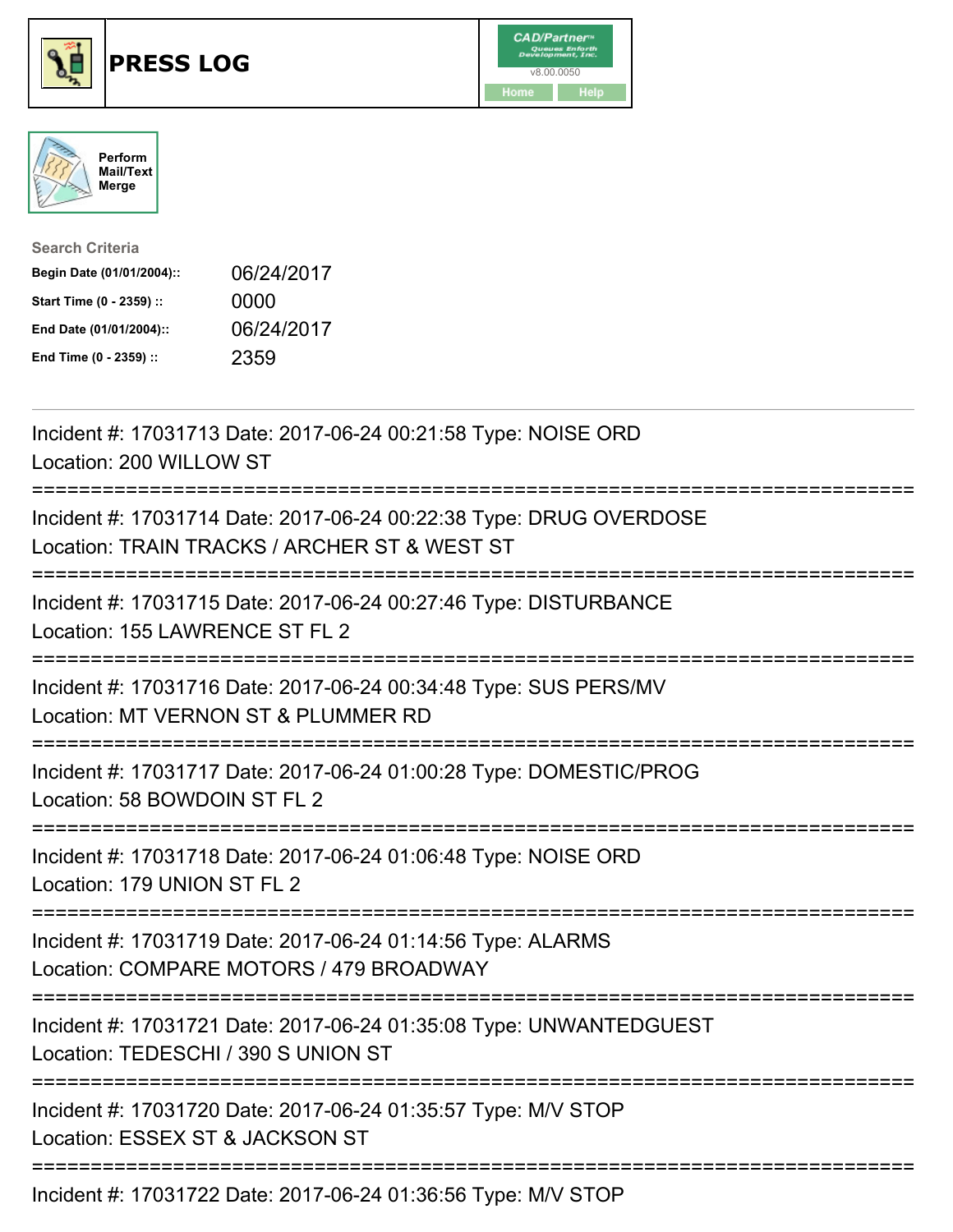# PRESS LOG

CAD/Partner v8.00.0050

Home | Help

Perform Mail/Text Merge

**Search Criteria**

| | |
|---|---|
| **Begin Date (01/01/2004)::** | 06/24/2017 |
| **Start Time (0 - 2359) ::** | 0000 |
| **End Date (01/01/2004)::** | 06/24/2017 |
| **End Time (0 - 2359) ::** | 2359 |

---

Incident #: 17031713 Date: 2017-06-24 00:21:58 Type: NOISE ORD
Location: 200 WILLOW ST

===========================================================================

Incident #: 17031714 Date: 2017-06-24 00:22:38 Type: DRUG OVERDOSE
Location: TRAIN TRACKS / ARCHER ST & WEST ST

===========================================================================

Incident #: 17031715 Date: 2017-06-24 00:27:46 Type: DISTURBANCE
Location: 155 LAWRENCE ST FL 2

===========================================================================

Incident #: 17031716 Date: 2017-06-24 00:34:48 Type: SUS PERS/MV
Location: MT VERNON ST & PLUMMER RD

===========================================================================

Incident #: 17031717 Date: 2017-06-24 01:00:28 Type: DOMESTIC/PROG
Location: 58 BOWDOIN ST FL 2

===========================================================================

Incident #: 17031718 Date: 2017-06-24 01:06:48 Type: NOISE ORD
Location: 179 UNION ST FL 2

===========================================================================

Incident #: 17031719 Date: 2017-06-24 01:14:56 Type: ALARMS
Location: COMPARE MOTORS / 479 BROADWAY

===========================================================================

Incident #: 17031721 Date: 2017-06-24 01:35:08 Type: UNWANTEDGUEST
Location: TEDESCHI / 390 S UNION ST

===========================================================================

Incident #: 17031720 Date: 2017-06-24 01:35:57 Type: M/V STOP
Location: ESSEX ST & JACKSON ST

===========================================================================

Incident #: 17031722 Date: 2017-06-24 01:36:56 Type: M/V STOP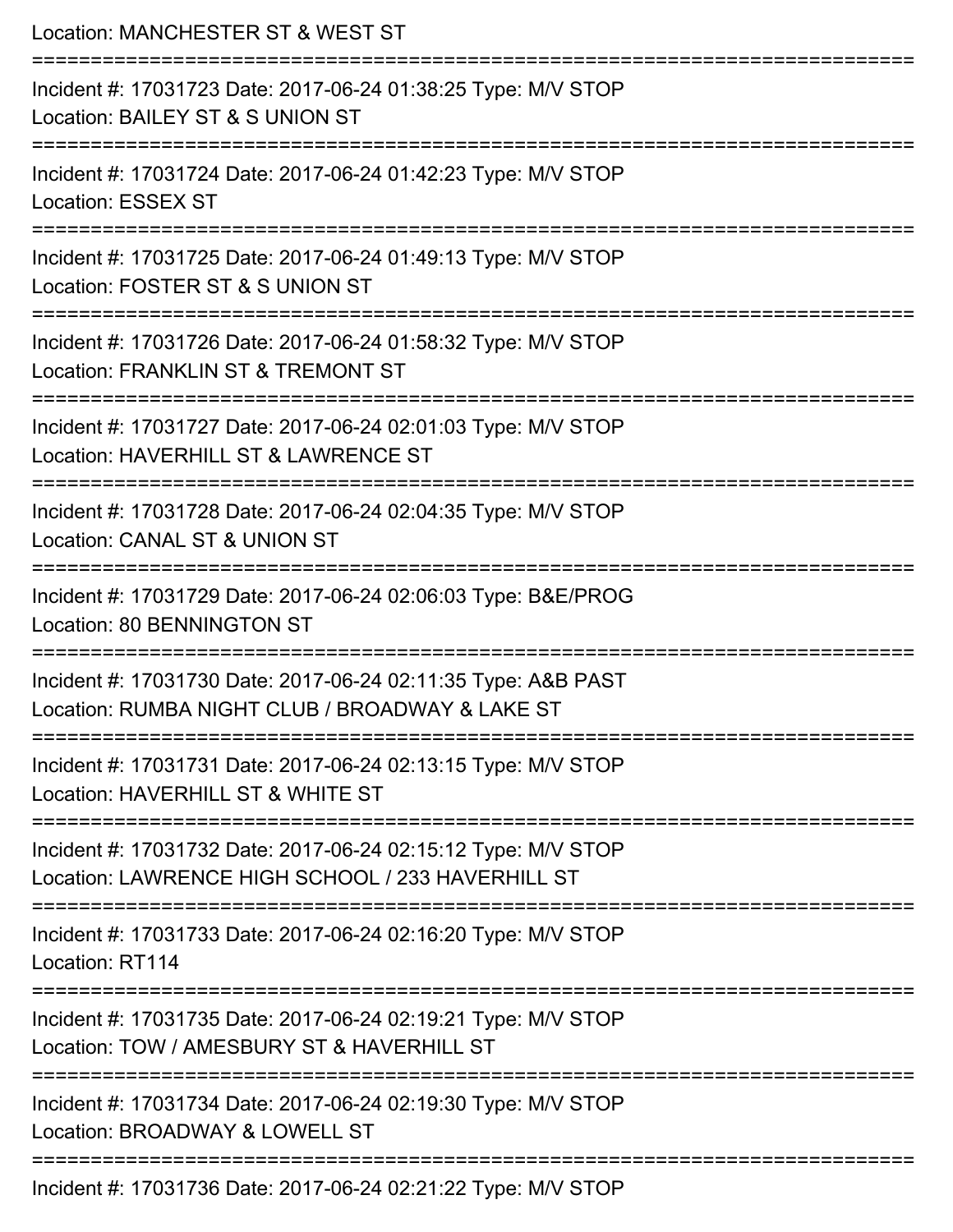Location: MANCHESTER ST & WEST ST

===========================================================================

Incident #: 17031723 Date: 2017-06-24 01:38:25 Type: M/V STOP

Location: BAILEY ST & S UNION ST

===========================================================================

Incident #: 17031724 Date: 2017-06-24 01:42:23 Type: M/V STOP

Location: ESSEX ST

===========================================================================

Incident #: 17031725 Date: 2017-06-24 01:49:13 Type: M/V STOP

Location: FOSTER ST & S UNION ST

===========================================================================

Incident #: 17031726 Date: 2017-06-24 01:58:32 Type: M/V STOP

Location: FRANKLIN ST & TREMONT ST

===========================================================================

Incident #: 17031727 Date: 2017-06-24 02:01:03 Type: M/V STOP

Location: HAVERHILL ST & LAWRENCE ST

===========================================================================

Incident #: 17031728 Date: 2017-06-24 02:04:35 Type: M/V STOP

Location: CANAL ST & UNION ST

===========================================================================

Incident #: 17031729 Date: 2017-06-24 02:06:03 Type: B&E/PROG

Location: 80 BENNINGTON ST

===========================================================================

Incident #: 17031730 Date: 2017-06-24 02:11:35 Type: A&B PAST

Location: RUMBA NIGHT CLUB / BROADWAY & LAKE ST

===========================================================================

Incident #: 17031731 Date: 2017-06-24 02:13:15 Type: M/V STOP

Location: HAVERHILL ST & WHITE ST

===========================================================================

Incident #: 17031732 Date: 2017-06-24 02:15:12 Type: M/V STOP

Location: LAWRENCE HIGH SCHOOL / 233 HAVERHILL ST

===========================================================================

Incident #: 17031733 Date: 2017-06-24 02:16:20 Type: M/V STOP

Location: RT114

===========================================================================

Incident #: 17031735 Date: 2017-06-24 02:19:21 Type: M/V STOP

Location: TOW / AMESBURY ST & HAVERHILL ST

===========================================================================

Incident #: 17031734 Date: 2017-06-24 02:19:30 Type: M/V STOP

Location: BROADWAY & LOWELL ST

===========================================================================

Incident #: 17031736 Date: 2017-06-24 02:21:22 Type: M/V STOP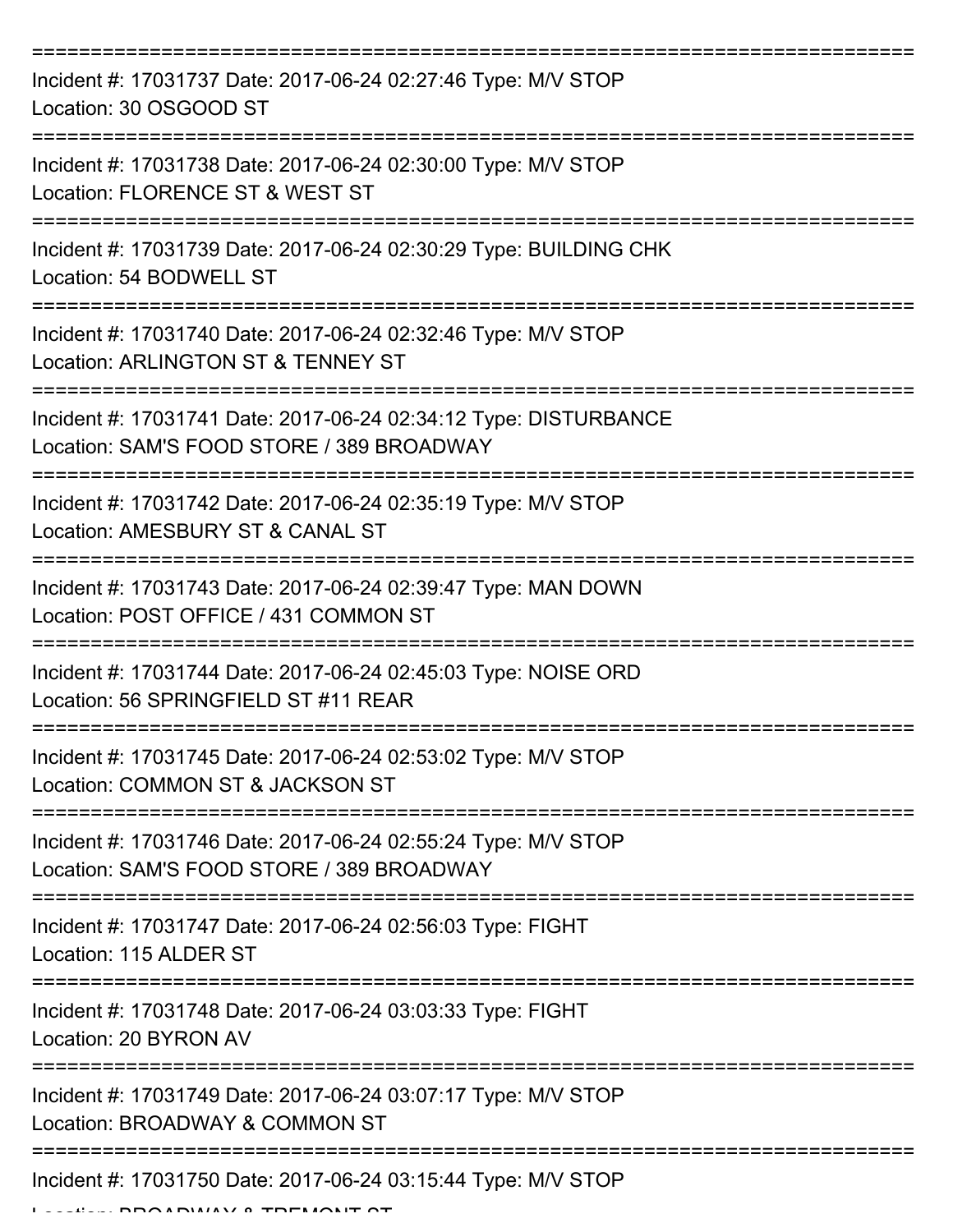===========================================================================
Incident #: 17031737 Date: 2017-06-24 02:27:46 Type: M/V STOP
Location: 30 OSGOOD ST
===========================================================================
Incident #: 17031738 Date: 2017-06-24 02:30:00 Type: M/V STOP
Location: FLORENCE ST & WEST ST
===========================================================================
Incident #: 17031739 Date: 2017-06-24 02:30:29 Type: BUILDING CHK
Location: 54 BODWELL ST
===========================================================================
Incident #: 17031740 Date: 2017-06-24 02:32:46 Type: M/V STOP
Location: ARLINGTON ST & TENNEY ST
===========================================================================
Incident #: 17031741 Date: 2017-06-24 02:34:12 Type: DISTURBANCE
Location: SAM'S FOOD STORE / 389 BROADWAY
===========================================================================
Incident #: 17031742 Date: 2017-06-24 02:35:19 Type: M/V STOP
Location: AMESBURY ST & CANAL ST
===========================================================================
Incident #: 17031743 Date: 2017-06-24 02:39:47 Type: MAN DOWN
Location: POST OFFICE / 431 COMMON ST
===========================================================================
Incident #: 17031744 Date: 2017-06-24 02:45:03 Type: NOISE ORD
Location: 56 SPRINGFIELD ST #11 REAR
===========================================================================
Incident #: 17031745 Date: 2017-06-24 02:53:02 Type: M/V STOP
Location: COMMON ST & JACKSON ST
===========================================================================
Incident #: 17031746 Date: 2017-06-24 02:55:24 Type: M/V STOP
Location: SAM'S FOOD STORE / 389 BROADWAY
===========================================================================
Incident #: 17031747 Date: 2017-06-24 02:56:03 Type: FIGHT
Location: 115 ALDER ST
===========================================================================
Incident #: 17031748 Date: 2017-06-24 03:03:33 Type: FIGHT
Location: 20 BYRON AV
===========================================================================
Incident #: 17031749 Date: 2017-06-24 03:07:17 Type: M/V STOP
Location: BROADWAY & COMMON ST
===========================================================================
Incident #: 17031750 Date: 2017-06-24 03:15:44 Type: M/V STOP
Location: BROADWAY & TREMONT ST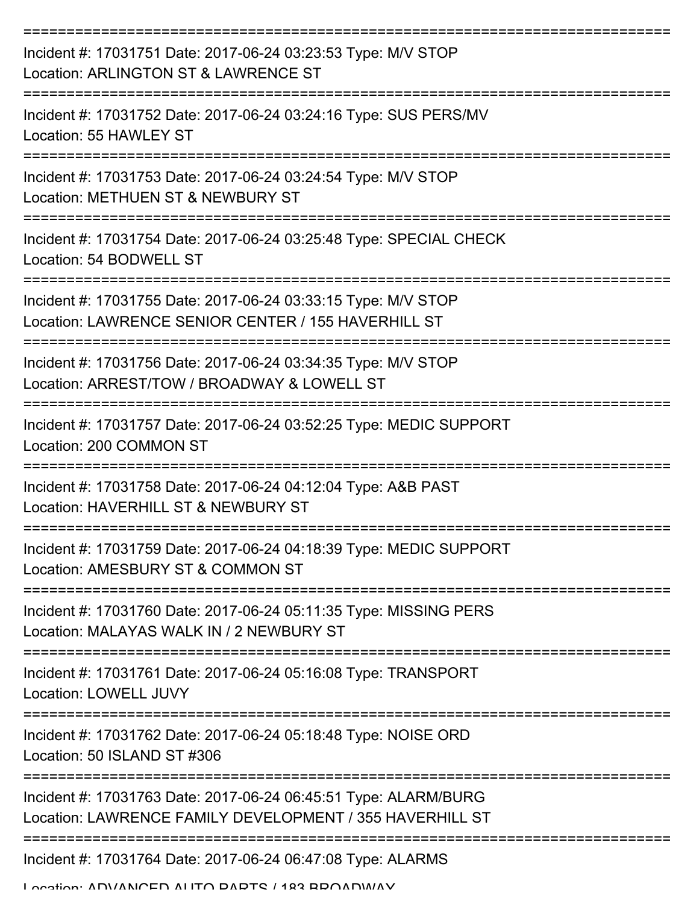===========================================================================

Incident #: 17031751 Date: 2017-06-24 03:23:53 Type: M/V STOP
Location: ARLINGTON ST & LAWRENCE ST

===========================================================================

Incident #: 17031752 Date: 2017-06-24 03:24:16 Type: SUS PERS/MV
Location: 55 HAWLEY ST

===========================================================================

Incident #: 17031753 Date: 2017-06-24 03:24:54 Type: M/V STOP
Location: METHUEN ST & NEWBURY ST

===========================================================================

Incident #: 17031754 Date: 2017-06-24 03:25:48 Type: SPECIAL CHECK
Location: 54 BODWELL ST

===========================================================================

Incident #: 17031755 Date: 2017-06-24 03:33:15 Type: M/V STOP
Location: LAWRENCE SENIOR CENTER / 155 HAVERHILL ST

===========================================================================

Incident #: 17031756 Date: 2017-06-24 03:34:35 Type: M/V STOP
Location: ARREST/TOW / BROADWAY & LOWELL ST

===========================================================================

Incident #: 17031757 Date: 2017-06-24 03:52:25 Type: MEDIC SUPPORT
Location: 200 COMMON ST

===========================================================================

Incident #: 17031758 Date: 2017-06-24 04:12:04 Type: A&B PAST
Location: HAVERHILL ST & NEWBURY ST

===========================================================================

Incident #: 17031759 Date: 2017-06-24 04:18:39 Type: MEDIC SUPPORT
Location: AMESBURY ST & COMMON ST

===========================================================================

Incident #: 17031760 Date: 2017-06-24 05:11:35 Type: MISSING PERS
Location: MALAYAS WALK IN / 2 NEWBURY ST

===========================================================================

Incident #: 17031761 Date: 2017-06-24 05:16:08 Type: TRANSPORT
Location: LOWELL JUVY

===========================================================================

Incident #: 17031762 Date: 2017-06-24 05:18:48 Type: NOISE ORD
Location: 50 ISLAND ST #306

===========================================================================

Incident #: 17031763 Date: 2017-06-24 06:45:51 Type: ALARM/BURG
Location: LAWRENCE FAMILY DEVELOPMENT / 355 HAVERHILL ST

===========================================================================

Incident #: 17031764 Date: 2017-06-24 06:47:08 Type: ALARMS
Location: ADVANCED AUTO PARTS / 183 BROADWAY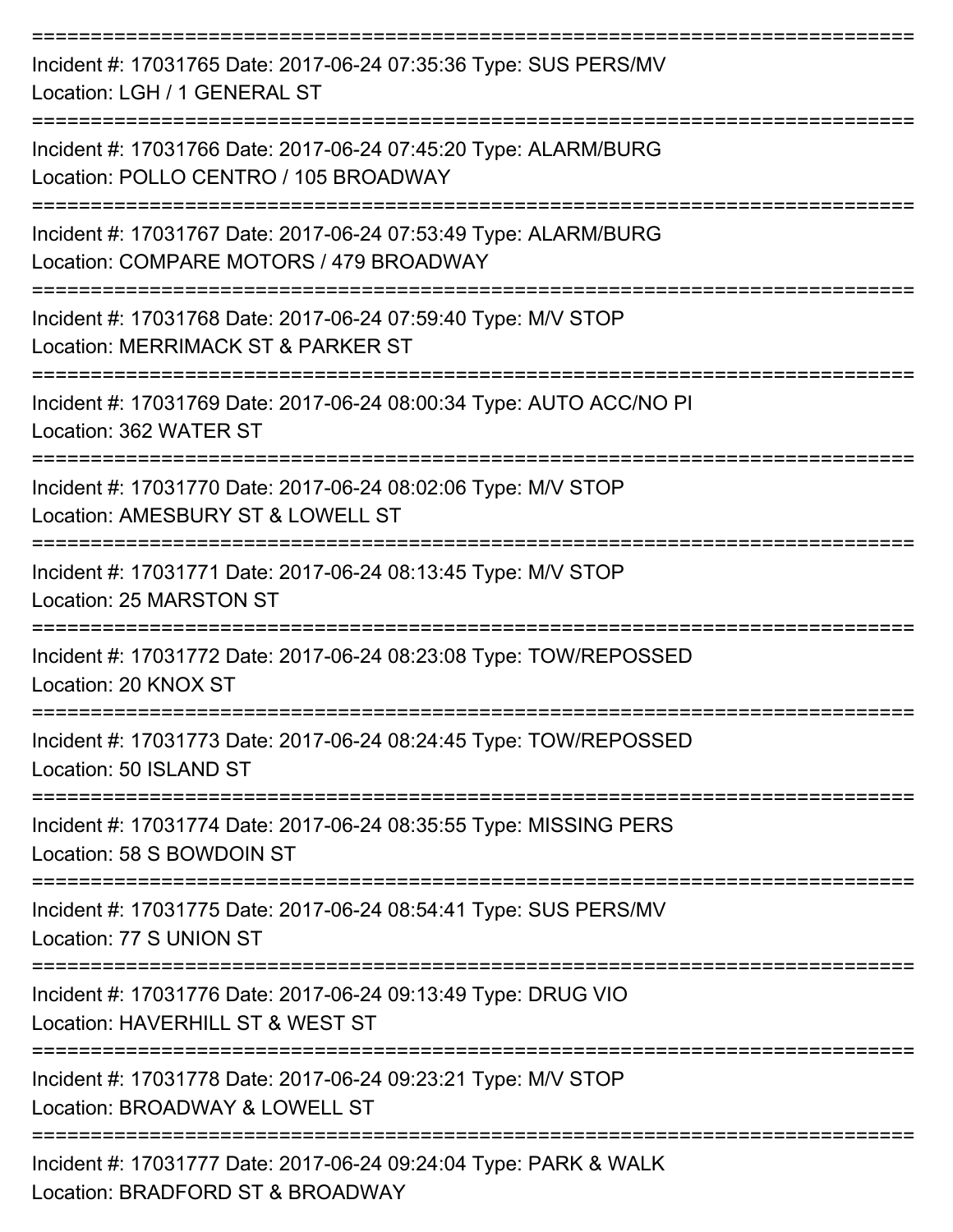===========================================================================
Incident #: 17031765 Date: 2017-06-24 07:35:36 Type: SUS PERS/MV
Location: LGH / 1 GENERAL ST
===========================================================================
Incident #: 17031766 Date: 2017-06-24 07:45:20 Type: ALARM/BURG
Location: POLLO CENTRO / 105 BROADWAY
===========================================================================
Incident #: 17031767 Date: 2017-06-24 07:53:49 Type: ALARM/BURG
Location: COMPARE MOTORS / 479 BROADWAY
===========================================================================
Incident #: 17031768 Date: 2017-06-24 07:59:40 Type: M/V STOP
Location: MERRIMACK ST & PARKER ST
===========================================================================
Incident #: 17031769 Date: 2017-06-24 08:00:34 Type: AUTO ACC/NO PI
Location: 362 WATER ST
===========================================================================
Incident #: 17031770 Date: 2017-06-24 08:02:06 Type: M/V STOP
Location: AMESBURY ST & LOWELL ST
===========================================================================
Incident #: 17031771 Date: 2017-06-24 08:13:45 Type: M/V STOP
Location: 25 MARSTON ST
===========================================================================
Incident #: 17031772 Date: 2017-06-24 08:23:08 Type: TOW/REPOSSED
Location: 20 KNOX ST
===========================================================================
Incident #: 17031773 Date: 2017-06-24 08:24:45 Type: TOW/REPOSSED
Location: 50 ISLAND ST
===========================================================================
Incident #: 17031774 Date: 2017-06-24 08:35:55 Type: MISSING PERS
Location: 58 S BOWDOIN ST
===========================================================================
Incident #: 17031775 Date: 2017-06-24 08:54:41 Type: SUS PERS/MV
Location: 77 S UNION ST
===========================================================================
Incident #: 17031776 Date: 2017-06-24 09:13:49 Type: DRUG VIO
Location: HAVERHILL ST & WEST ST
===========================================================================
Incident #: 17031778 Date: 2017-06-24 09:23:21 Type: M/V STOP
Location: BROADWAY & LOWELL ST
===========================================================================
Incident #: 17031777 Date: 2017-06-24 09:24:04 Type: PARK & WALK
Location: BRADFORD ST & BROADWAY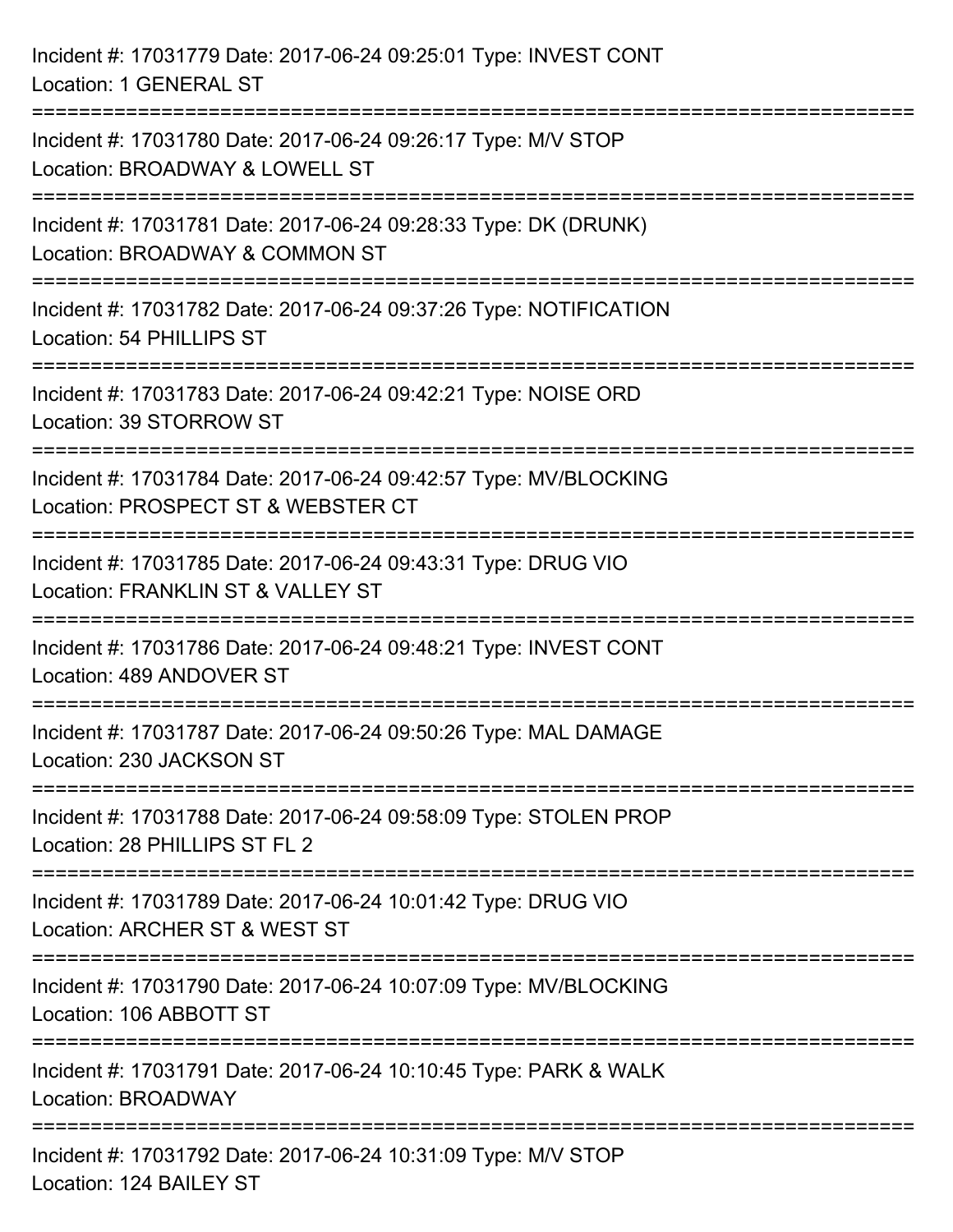Incident #: 17031779 Date: 2017-06-24 09:25:01 Type: INVEST CONT
Location: 1 GENERAL ST

===========================================================================

Incident #: 17031780 Date: 2017-06-24 09:26:17 Type: M/V STOP
Location: BROADWAY & LOWELL ST

===========================================================================

Incident #: 17031781 Date: 2017-06-24 09:28:33 Type: DK (DRUNK)
Location: BROADWAY & COMMON ST

===========================================================================

Incident #: 17031782 Date: 2017-06-24 09:37:26 Type: NOTIFICATION
Location: 54 PHILLIPS ST

===========================================================================

Incident #: 17031783 Date: 2017-06-24 09:42:21 Type: NOISE ORD
Location: 39 STORROW ST

===========================================================================

Incident #: 17031784 Date: 2017-06-24 09:42:57 Type: MV/BLOCKING
Location: PROSPECT ST & WEBSTER CT

===========================================================================

Incident #: 17031785 Date: 2017-06-24 09:43:31 Type: DRUG VIO
Location: FRANKLIN ST & VALLEY ST

===========================================================================

Incident #: 17031786 Date: 2017-06-24 09:48:21 Type: INVEST CONT
Location: 489 ANDOVER ST

===========================================================================

Incident #: 17031787 Date: 2017-06-24 09:50:26 Type: MAL DAMAGE
Location: 230 JACKSON ST

===========================================================================

Incident #: 17031788 Date: 2017-06-24 09:58:09 Type: STOLEN PROP
Location: 28 PHILLIPS ST FL 2

===========================================================================

Incident #: 17031789 Date: 2017-06-24 10:01:42 Type: DRUG VIO
Location: ARCHER ST & WEST ST

===========================================================================

Incident #: 17031790 Date: 2017-06-24 10:07:09 Type: MV/BLOCKING
Location: 106 ABBOTT ST

===========================================================================

Incident #: 17031791 Date: 2017-06-24 10:10:45 Type: PARK & WALK
Location: BROADWAY

===========================================================================

Incident #: 17031792 Date: 2017-06-24 10:31:09 Type: M/V STOP
Location: 124 BAILEY ST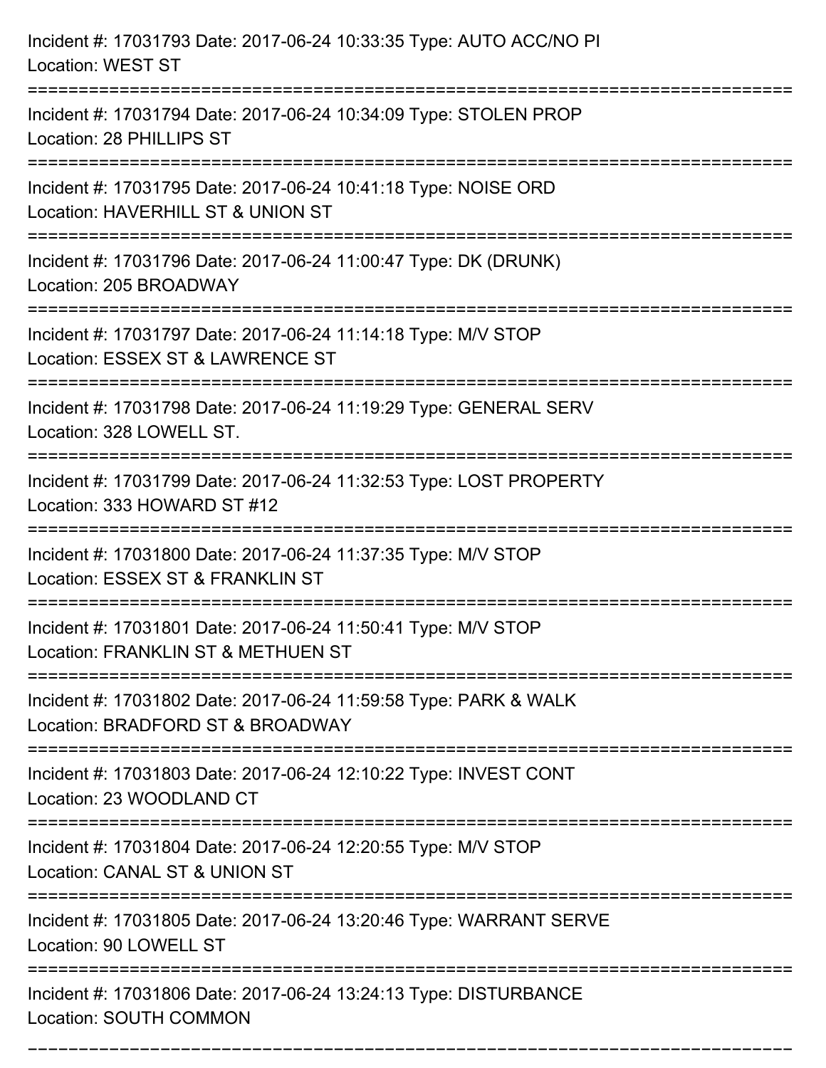Incident #: 17031793 Date: 2017-06-24 10:33:35 Type: AUTO ACC/NO PI
Location: WEST ST

===========================================================================

Incident #: 17031794 Date: 2017-06-24 10:34:09 Type: STOLEN PROP
Location: 28 PHILLIPS ST

===========================================================================

Incident #: 17031795 Date: 2017-06-24 10:41:18 Type: NOISE ORD
Location: HAVERHILL ST & UNION ST

===========================================================================

Incident #: 17031796 Date: 2017-06-24 11:00:47 Type: DK (DRUNK)
Location: 205 BROADWAY

===========================================================================

Incident #: 17031797 Date: 2017-06-24 11:14:18 Type: M/V STOP
Location: ESSEX ST & LAWRENCE ST

===========================================================================

Incident #: 17031798 Date: 2017-06-24 11:19:29 Type: GENERAL SERV
Location: 328 LOWELL ST.

===========================================================================

Incident #: 17031799 Date: 2017-06-24 11:32:53 Type: LOST PROPERTY
Location: 333 HOWARD ST #12

===========================================================================

Incident #: 17031800 Date: 2017-06-24 11:37:35 Type: M/V STOP
Location: ESSEX ST & FRANKLIN ST

===========================================================================

Incident #: 17031801 Date: 2017-06-24 11:50:41 Type: M/V STOP
Location: FRANKLIN ST & METHUEN ST

===========================================================================

Incident #: 17031802 Date: 2017-06-24 11:59:58 Type: PARK & WALK
Location: BRADFORD ST & BROADWAY

===========================================================================

Incident #: 17031803 Date: 2017-06-24 12:10:22 Type: INVEST CONT
Location: 23 WOODLAND CT

===========================================================================

Incident #: 17031804 Date: 2017-06-24 12:20:55 Type: M/V STOP
Location: CANAL ST & UNION ST

===========================================================================

Incident #: 17031805 Date: 2017-06-24 13:20:46 Type: WARRANT SERVE
Location: 90 LOWELL ST

===========================================================================

Incident #: 17031806 Date: 2017-06-24 13:24:13 Type: DISTURBANCE
Location: SOUTH COMMON

===========================================================================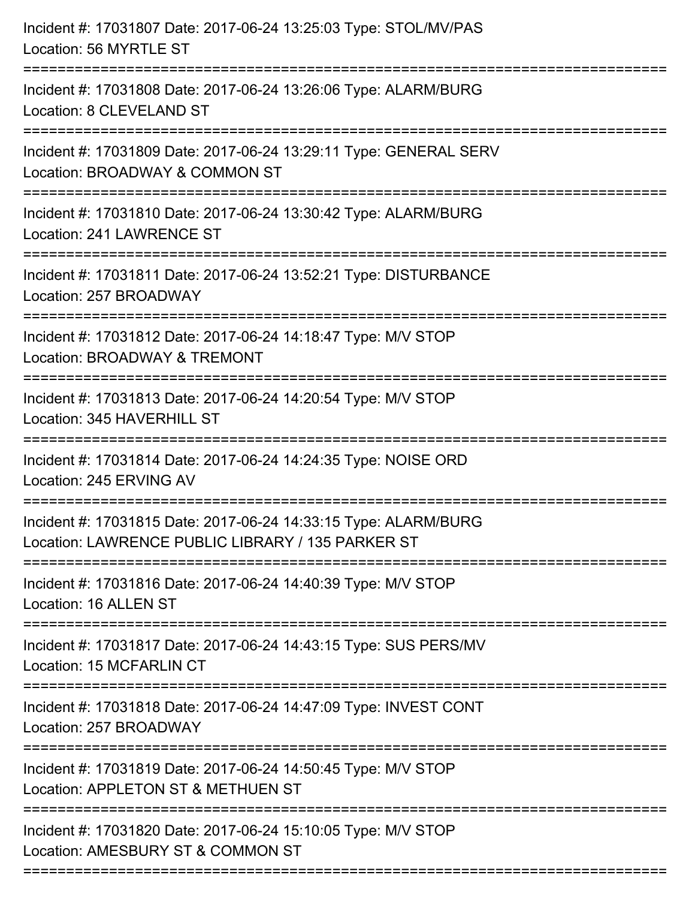Incident #: 17031807 Date: 2017-06-24 13:25:03 Type: STOL/MV/PAS
Location: 56 MYRTLE ST

===========================================================================

Incident #: 17031808 Date: 2017-06-24 13:26:06 Type: ALARM/BURG
Location: 8 CLEVELAND ST

===========================================================================

Incident #: 17031809 Date: 2017-06-24 13:29:11 Type: GENERAL SERV
Location: BROADWAY & COMMON ST

===========================================================================

Incident #: 17031810 Date: 2017-06-24 13:30:42 Type: ALARM/BURG
Location: 241 LAWRENCE ST

===========================================================================

Incident #: 17031811 Date: 2017-06-24 13:52:21 Type: DISTURBANCE
Location: 257 BROADWAY

===========================================================================

Incident #: 17031812 Date: 2017-06-24 14:18:47 Type: M/V STOP
Location: BROADWAY & TREMONT

===========================================================================

Incident #: 17031813 Date: 2017-06-24 14:20:54 Type: M/V STOP
Location: 345 HAVERHILL ST

===========================================================================

Incident #: 17031814 Date: 2017-06-24 14:24:35 Type: NOISE ORD
Location: 245 ERVING AV

===========================================================================

Incident #: 17031815 Date: 2017-06-24 14:33:15 Type: ALARM/BURG
Location: LAWRENCE PUBLIC LIBRARY / 135 PARKER ST

===========================================================================

Incident #: 17031816 Date: 2017-06-24 14:40:39 Type: M/V STOP
Location: 16 ALLEN ST

===========================================================================

Incident #: 17031817 Date: 2017-06-24 14:43:15 Type: SUS PERS/MV
Location: 15 MCFARLIN CT

===========================================================================

Incident #: 17031818 Date: 2017-06-24 14:47:09 Type: INVEST CONT
Location: 257 BROADWAY

===========================================================================

Incident #: 17031819 Date: 2017-06-24 14:50:45 Type: M/V STOP
Location: APPLETON ST & METHUEN ST

===========================================================================

Incident #: 17031820 Date: 2017-06-24 15:10:05 Type: M/V STOP
Location: AMESBURY ST & COMMON ST

===========================================================================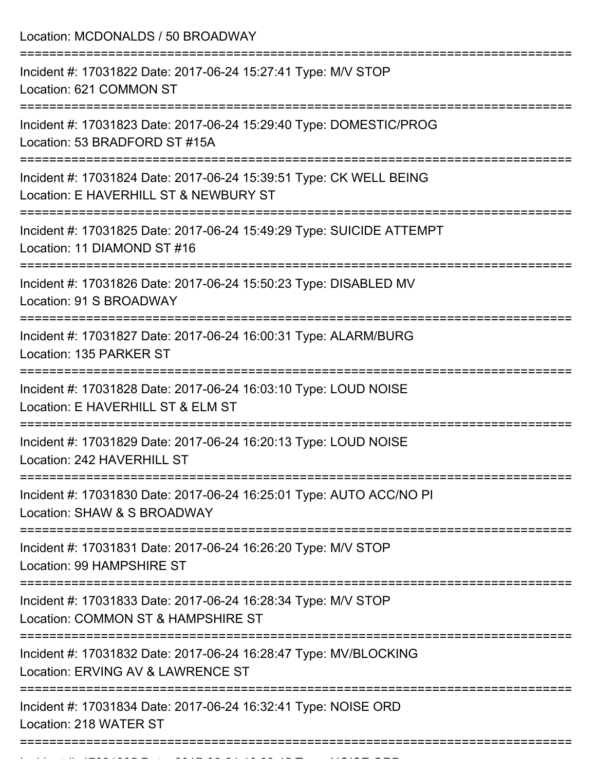Location: MCDONALDS / 50 BROADWAY

===========================================================================

Incident #: 17031822 Date: 2017-06-24 15:27:41 Type: M/V STOP
Location: 621 COMMON ST

===========================================================================

Incident #: 17031823 Date: 2017-06-24 15:29:40 Type: DOMESTIC/PROG
Location: 53 BRADFORD ST #15A

===========================================================================

Incident #: 17031824 Date: 2017-06-24 15:39:51 Type: CK WELL BEING
Location: E HAVERHILL ST & NEWBURY ST

===========================================================================

Incident #: 17031825 Date: 2017-06-24 15:49:29 Type: SUICIDE ATTEMPT
Location: 11 DIAMOND ST #16

===========================================================================

Incident #: 17031826 Date: 2017-06-24 15:50:23 Type: DISABLED MV
Location: 91 S BROADWAY

===========================================================================

Incident #: 17031827 Date: 2017-06-24 16:00:31 Type: ALARM/BURG
Location: 135 PARKER ST

===========================================================================

Incident #: 17031828 Date: 2017-06-24 16:03:10 Type: LOUD NOISE
Location: E HAVERHILL ST & ELM ST

===========================================================================

Incident #: 17031829 Date: 2017-06-24 16:20:13 Type: LOUD NOISE
Location: 242 HAVERHILL ST

===========================================================================

Incident #: 17031830 Date: 2017-06-24 16:25:01 Type: AUTO ACC/NO PI
Location: SHAW & S BROADWAY

===========================================================================

Incident #: 17031831 Date: 2017-06-24 16:26:20 Type: M/V STOP
Location: 99 HAMPSHIRE ST

===========================================================================

Incident #: 17031833 Date: 2017-06-24 16:28:34 Type: M/V STOP
Location: COMMON ST & HAMPSHIRE ST

===========================================================================

Incident #: 17031832 Date: 2017-06-24 16:28:47 Type: MV/BLOCKING
Location: ERVING AV & LAWRENCE ST

===========================================================================

Incident #: 17031834 Date: 2017-06-24 16:32:41 Type: NOISE ORD
Location: 218 WATER ST

===========================================================================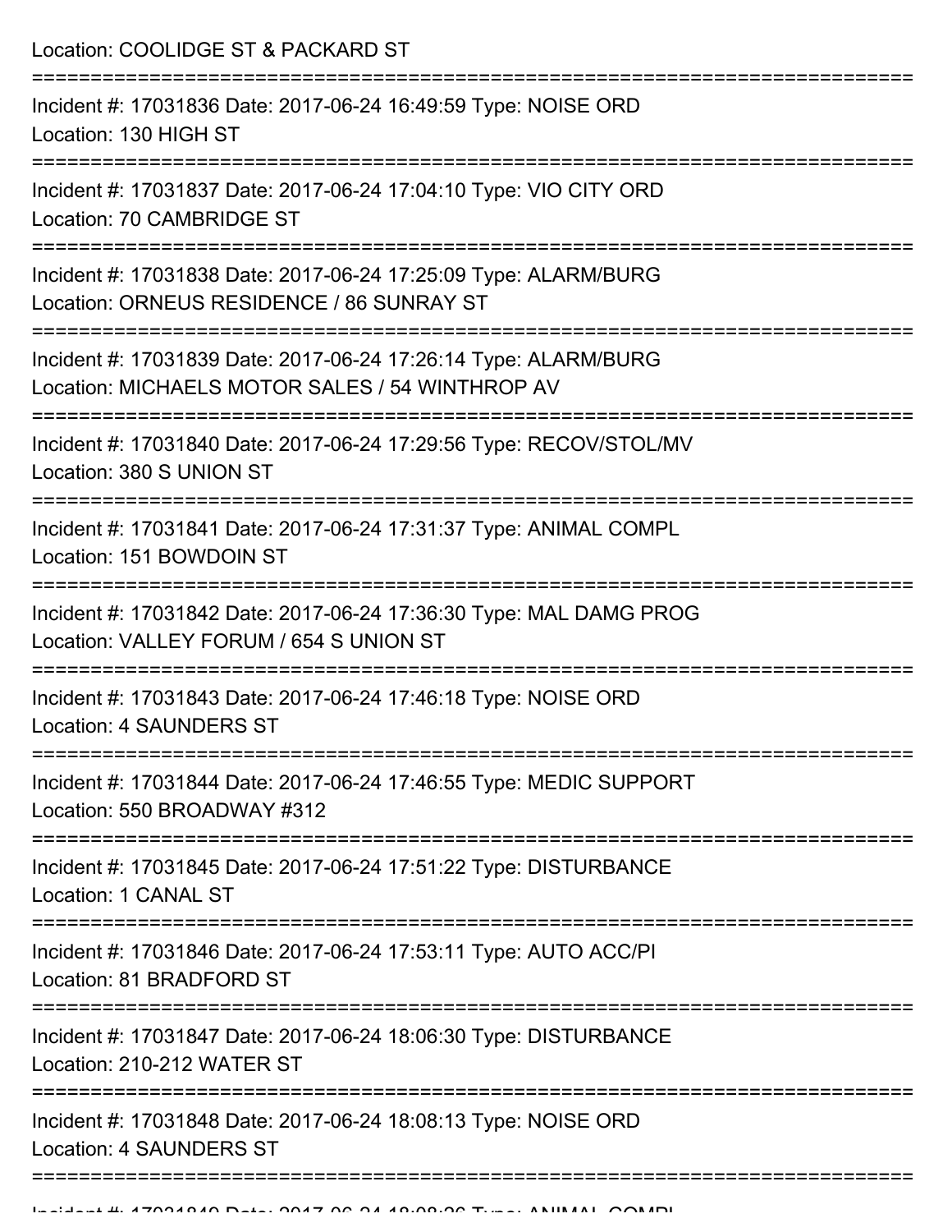Location: COOLIDGE ST & PACKARD ST

===========================================================================

Incident #: 17031836 Date: 2017-06-24 16:49:59 Type: NOISE ORD
Location: 130 HIGH ST

===========================================================================

Incident #: 17031837 Date: 2017-06-24 17:04:10 Type: VIO CITY ORD
Location: 70 CAMBRIDGE ST

===========================================================================

Incident #: 17031838 Date: 2017-06-24 17:25:09 Type: ALARM/BURG
Location: ORNEUS RESIDENCE / 86 SUNRAY ST

===========================================================================

Incident #: 17031839 Date: 2017-06-24 17:26:14 Type: ALARM/BURG
Location: MICHAELS MOTOR SALES / 54 WINTHROP AV

===========================================================================

Incident #: 17031840 Date: 2017-06-24 17:29:56 Type: RECOV/STOL/MV
Location: 380 S UNION ST

===========================================================================

Incident #: 17031841 Date: 2017-06-24 17:31:37 Type: ANIMAL COMPL
Location: 151 BOWDOIN ST

===========================================================================

Incident #: 17031842 Date: 2017-06-24 17:36:30 Type: MAL DAMG PROG
Location: VALLEY FORUM / 654 S UNION ST

===========================================================================

Incident #: 17031843 Date: 2017-06-24 17:46:18 Type: NOISE ORD
Location: 4 SAUNDERS ST

===========================================================================

Incident #: 17031844 Date: 2017-06-24 17:46:55 Type: MEDIC SUPPORT
Location: 550 BROADWAY #312

===========================================================================

Incident #: 17031845 Date: 2017-06-24 17:51:22 Type: DISTURBANCE
Location: 1 CANAL ST

===========================================================================

Incident #: 17031846 Date: 2017-06-24 17:53:11 Type: AUTO ACC/PI
Location: 81 BRADFORD ST

===========================================================================

Incident #: 17031847 Date: 2017-06-24 18:06:30 Type: DISTURBANCE
Location: 210-212 WATER ST

===========================================================================

Incident #: 17031848 Date: 2017-06-24 18:08:13 Type: NOISE ORD
Location: 4 SAUNDERS ST

===========================================================================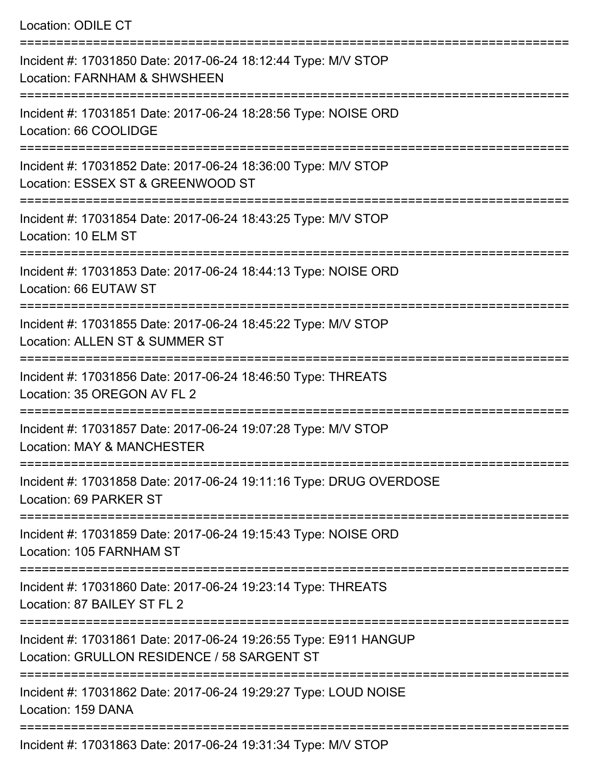Location: ODILE CT

===========================================================================

Incident #: 17031850 Date: 2017-06-24 18:12:44 Type: M/V STOP
Location: FARNHAM & SHWSHEEN

===========================================================================

Incident #: 17031851 Date: 2017-06-24 18:28:56 Type: NOISE ORD
Location: 66 COOLIDGE

===========================================================================

Incident #: 17031852 Date: 2017-06-24 18:36:00 Type: M/V STOP
Location: ESSEX ST & GREENWOOD ST

===========================================================================

Incident #: 17031854 Date: 2017-06-24 18:43:25 Type: M/V STOP
Location: 10 ELM ST

===========================================================================

Incident #: 17031853 Date: 2017-06-24 18:44:13 Type: NOISE ORD
Location: 66 EUTAW ST

===========================================================================

Incident #: 17031855 Date: 2017-06-24 18:45:22 Type: M/V STOP
Location: ALLEN ST & SUMMER ST

===========================================================================

Incident #: 17031856 Date: 2017-06-24 18:46:50 Type: THREATS
Location: 35 OREGON AV FL 2

===========================================================================

Incident #: 17031857 Date: 2017-06-24 19:07:28 Type: M/V STOP
Location: MAY & MANCHESTER

===========================================================================

Incident #: 17031858 Date: 2017-06-24 19:11:16 Type: DRUG OVERDOSE
Location: 69 PARKER ST

===========================================================================

Incident #: 17031859 Date: 2017-06-24 19:15:43 Type: NOISE ORD
Location: 105 FARNHAM ST

===========================================================================

Incident #: 17031860 Date: 2017-06-24 19:23:14 Type: THREATS
Location: 87 BAILEY ST FL 2

===========================================================================

Incident #: 17031861 Date: 2017-06-24 19:26:55 Type: E911 HANGUP
Location: GRULLON RESIDENCE / 58 SARGENT ST

===========================================================================

Incident #: 17031862 Date: 2017-06-24 19:29:27 Type: LOUD NOISE
Location: 159 DANA

===========================================================================

Incident #: 17031863 Date: 2017-06-24 19:31:34 Type: M/V STOP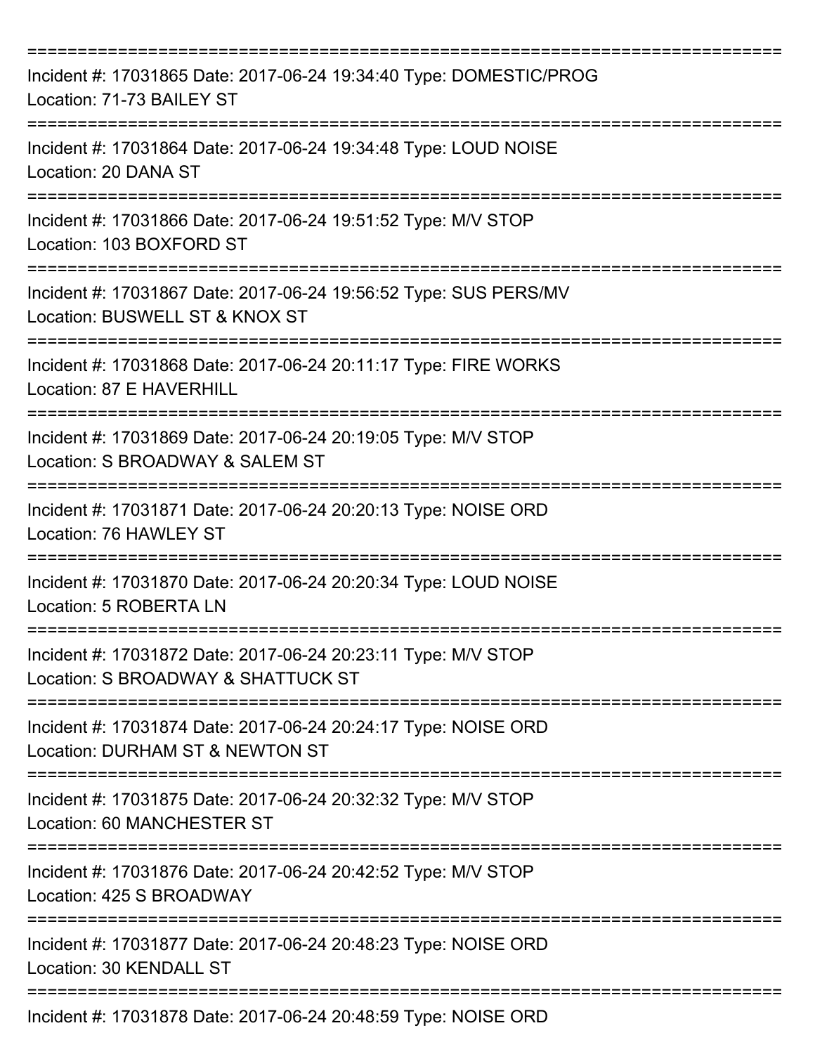Incident #: 17031865 Date: 2017-06-24 19:34:40 Type: DOMESTIC/PROG
Location: 71-73 BAILEY ST

Incident #: 17031864 Date: 2017-06-24 19:34:48 Type: LOUD NOISE
Location: 20 DANA ST

Incident #: 17031866 Date: 2017-06-24 19:51:52 Type: M/V STOP
Location: 103 BOXFORD ST

Incident #: 17031867 Date: 2017-06-24 19:56:52 Type: SUS PERS/MV
Location: BUSWELL ST & KNOX ST

Incident #: 17031868 Date: 2017-06-24 20:11:17 Type: FIRE WORKS
Location: 87 E HAVERHILL

Incident #: 17031869 Date: 2017-06-24 20:19:05 Type: M/V STOP
Location: S BROADWAY & SALEM ST

Incident #: 17031871 Date: 2017-06-24 20:20:13 Type: NOISE ORD
Location: 76 HAWLEY ST

Incident #: 17031870 Date: 2017-06-24 20:20:34 Type: LOUD NOISE
Location: 5 ROBERTA LN

Incident #: 17031872 Date: 2017-06-24 20:23:11 Type: M/V STOP
Location: S BROADWAY & SHATTUCK ST

Incident #: 17031874 Date: 2017-06-24 20:24:17 Type: NOISE ORD
Location: DURHAM ST & NEWTON ST

Incident #: 17031875 Date: 2017-06-24 20:32:32 Type: M/V STOP
Location: 60 MANCHESTER ST

Incident #: 17031876 Date: 2017-06-24 20:42:52 Type: M/V STOP
Location: 425 S BROADWAY

Incident #: 17031877 Date: 2017-06-24 20:48:23 Type: NOISE ORD
Location: 30 KENDALL ST

Incident #: 17031878 Date: 2017-06-24 20:48:59 Type: NOISE ORD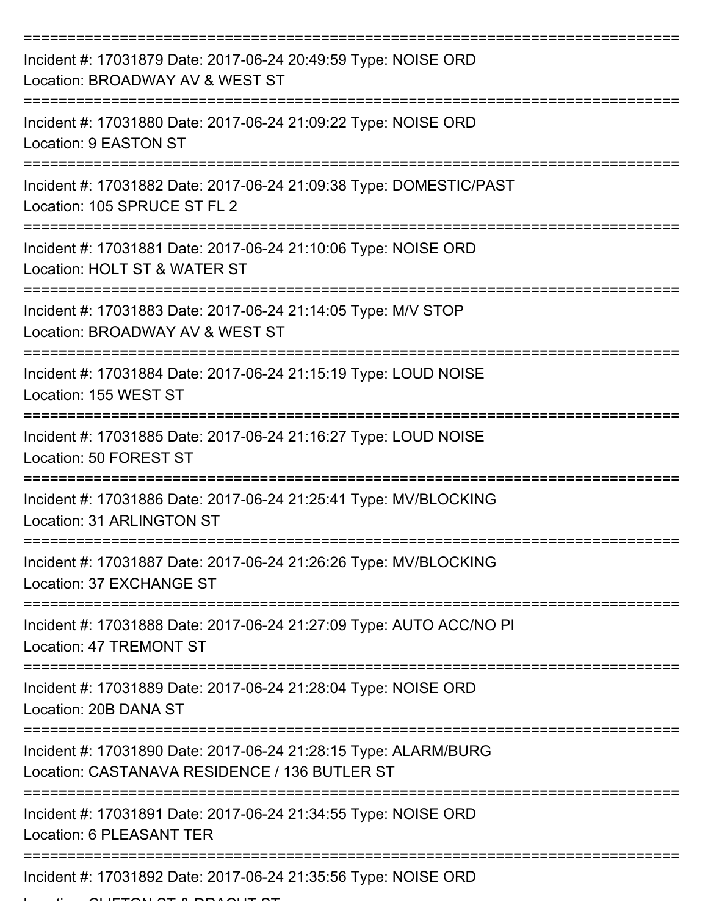===========================================================================

Incident #: 17031879 Date: 2017-06-24 20:49:59 Type: NOISE ORD
Location: BROADWAY AV & WEST ST

===========================================================================

Incident #: 17031880 Date: 2017-06-24 21:09:22 Type: NOISE ORD
Location: 9 EASTON ST

===========================================================================

Incident #: 17031882 Date: 2017-06-24 21:09:38 Type: DOMESTIC/PAST
Location: 105 SPRUCE ST FL 2

===========================================================================

Incident #: 17031881 Date: 2017-06-24 21:10:06 Type: NOISE ORD
Location: HOLT ST & WATER ST

===========================================================================

Incident #: 17031883 Date: 2017-06-24 21:14:05 Type: M/V STOP
Location: BROADWAY AV & WEST ST

===========================================================================

Incident #: 17031884 Date: 2017-06-24 21:15:19 Type: LOUD NOISE
Location: 155 WEST ST

===========================================================================

Incident #: 17031885 Date: 2017-06-24 21:16:27 Type: LOUD NOISE
Location: 50 FOREST ST

===========================================================================

Incident #: 17031886 Date: 2017-06-24 21:25:41 Type: MV/BLOCKING
Location: 31 ARLINGTON ST

===========================================================================

Incident #: 17031887 Date: 2017-06-24 21:26:26 Type: MV/BLOCKING
Location: 37 EXCHANGE ST

===========================================================================

Incident #: 17031888 Date: 2017-06-24 21:27:09 Type: AUTO ACC/NO PI
Location: 47 TREMONT ST

===========================================================================

Incident #: 17031889 Date: 2017-06-24 21:28:04 Type: NOISE ORD
Location: 20B DANA ST

===========================================================================

Incident #: 17031890 Date: 2017-06-24 21:28:15 Type: ALARM/BURG
Location: CASTANAVA RESIDENCE / 136 BUTLER ST

===========================================================================

Incident #: 17031891 Date: 2017-06-24 21:34:55 Type: NOISE ORD
Location: 6 PLEASANT TER

===========================================================================

Incident #: 17031892 Date: 2017-06-24 21:35:56 Type: NOISE ORD
Location: CLIFTON ST & DRACUT ST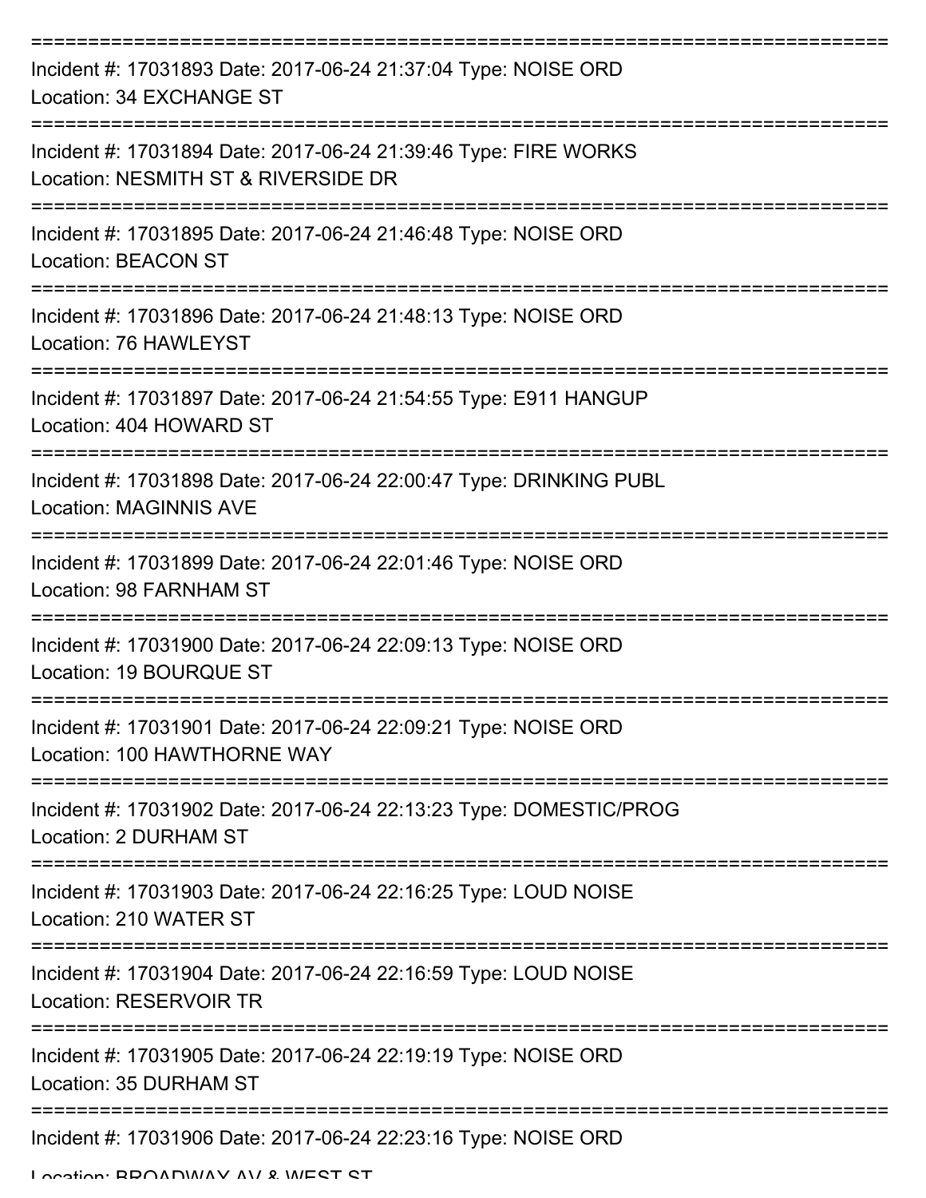===========================================================================

Incident #: 17031893 Date: 2017-06-24 21:37:04 Type: NOISE ORD
Location: 34 EXCHANGE ST

===========================================================================

Incident #: 17031894 Date: 2017-06-24 21:39:46 Type: FIRE WORKS
Location: NESMITH ST & RIVERSIDE DR

===========================================================================

Incident #: 17031895 Date: 2017-06-24 21:46:48 Type: NOISE ORD
Location: BEACON ST

===========================================================================

Incident #: 17031896 Date: 2017-06-24 21:48:13 Type: NOISE ORD
Location: 76 HAWLEYST

===========================================================================

Incident #: 17031897 Date: 2017-06-24 21:54:55 Type: E911 HANGUP
Location: 404 HOWARD ST

===========================================================================

Incident #: 17031898 Date: 2017-06-24 22:00:47 Type: DRINKING PUBL
Location: MAGINNIS AVE

===========================================================================

Incident #: 17031899 Date: 2017-06-24 22:01:46 Type: NOISE ORD
Location: 98 FARNHAM ST

===========================================================================

Incident #: 17031900 Date: 2017-06-24 22:09:13 Type: NOISE ORD
Location: 19 BOURQUE ST

===========================================================================

Incident #: 17031901 Date: 2017-06-24 22:09:21 Type: NOISE ORD
Location: 100 HAWTHORNE WAY

===========================================================================

Incident #: 17031902 Date: 2017-06-24 22:13:23 Type: DOMESTIC/PROG
Location: 2 DURHAM ST

===========================================================================

Incident #: 17031903 Date: 2017-06-24 22:16:25 Type: LOUD NOISE
Location: 210 WATER ST

===========================================================================

Incident #: 17031904 Date: 2017-06-24 22:16:59 Type: LOUD NOISE
Location: RESERVOIR TR

===========================================================================

Incident #: 17031905 Date: 2017-06-24 22:19:19 Type: NOISE ORD
Location: 35 DURHAM ST

===========================================================================

Incident #: 17031906 Date: 2017-06-24 22:23:16 Type: NOISE ORD
Location: BROADWAY AV & WEST ST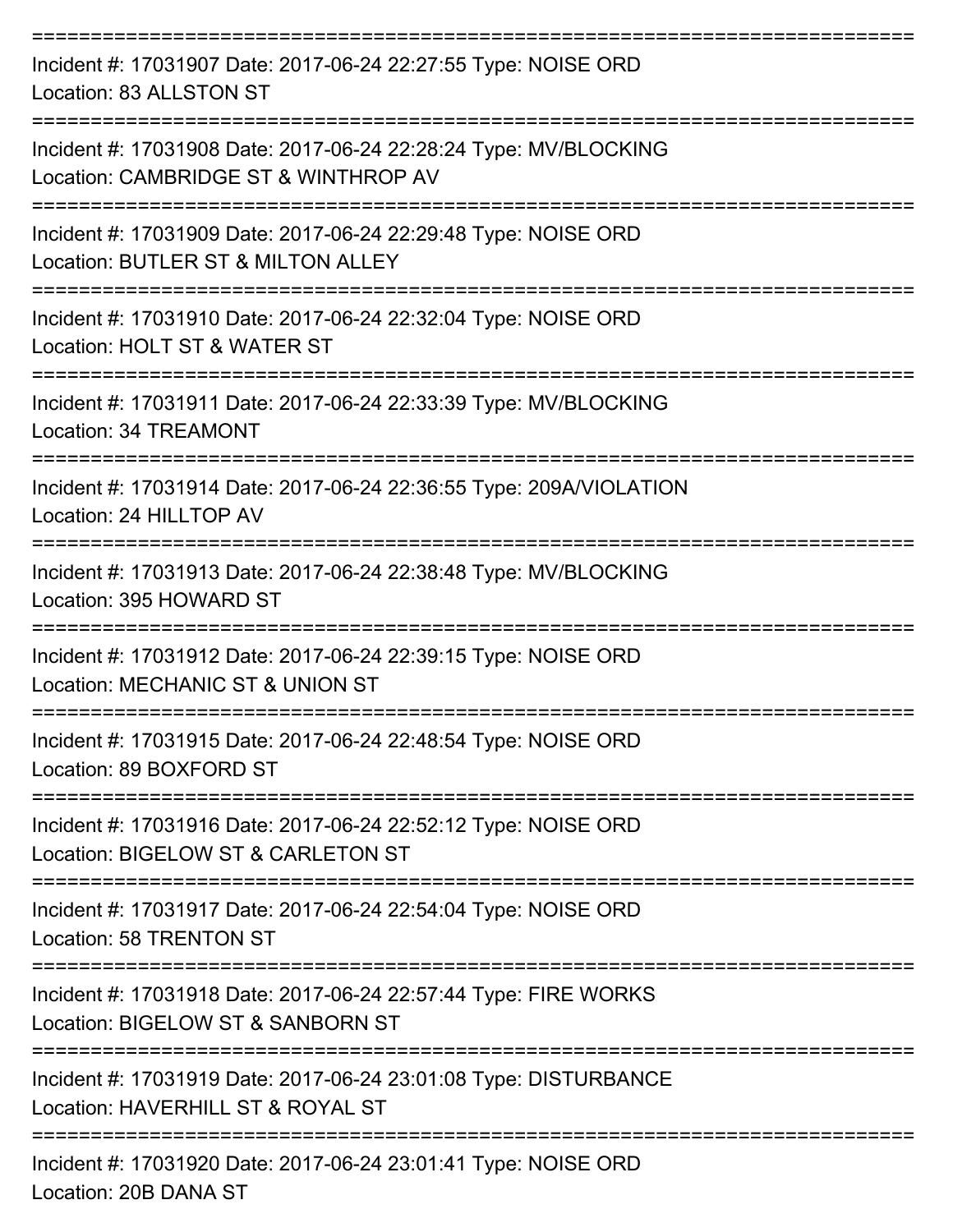===========================================================================

Incident #: 17031907 Date: 2017-06-24 22:27:55 Type: NOISE ORD
Location: 83 ALLSTON ST

===========================================================================

Incident #: 17031908 Date: 2017-06-24 22:28:24 Type: MV/BLOCKING
Location: CAMBRIDGE ST & WINTHROP AV

===========================================================================

Incident #: 17031909 Date: 2017-06-24 22:29:48 Type: NOISE ORD
Location: BUTLER ST & MILTON ALLEY

===========================================================================

Incident #: 17031910 Date: 2017-06-24 22:32:04 Type: NOISE ORD
Location: HOLT ST & WATER ST

===========================================================================

Incident #: 17031911 Date: 2017-06-24 22:33:39 Type: MV/BLOCKING
Location: 34 TREAMONT

===========================================================================

Incident #: 17031914 Date: 2017-06-24 22:36:55 Type: 209A/VIOLATION
Location: 24 HILLTOP AV

===========================================================================

Incident #: 17031913 Date: 2017-06-24 22:38:48 Type: MV/BLOCKING
Location: 395 HOWARD ST

===========================================================================

Incident #: 17031912 Date: 2017-06-24 22:39:15 Type: NOISE ORD
Location: MECHANIC ST & UNION ST

===========================================================================

Incident #: 17031915 Date: 2017-06-24 22:48:54 Type: NOISE ORD
Location: 89 BOXFORD ST

===========================================================================

Incident #: 17031916 Date: 2017-06-24 22:52:12 Type: NOISE ORD
Location: BIGELOW ST & CARLETON ST

===========================================================================

Incident #: 17031917 Date: 2017-06-24 22:54:04 Type: NOISE ORD
Location: 58 TRENTON ST

===========================================================================

Incident #: 17031918 Date: 2017-06-24 22:57:44 Type: FIRE WORKS
Location: BIGELOW ST & SANBORN ST

===========================================================================

Incident #: 17031919 Date: 2017-06-24 23:01:08 Type: DISTURBANCE
Location: HAVERHILL ST & ROYAL ST

===========================================================================

Incident #: 17031920 Date: 2017-06-24 23:01:41 Type: NOISE ORD
Location: 20B DANA ST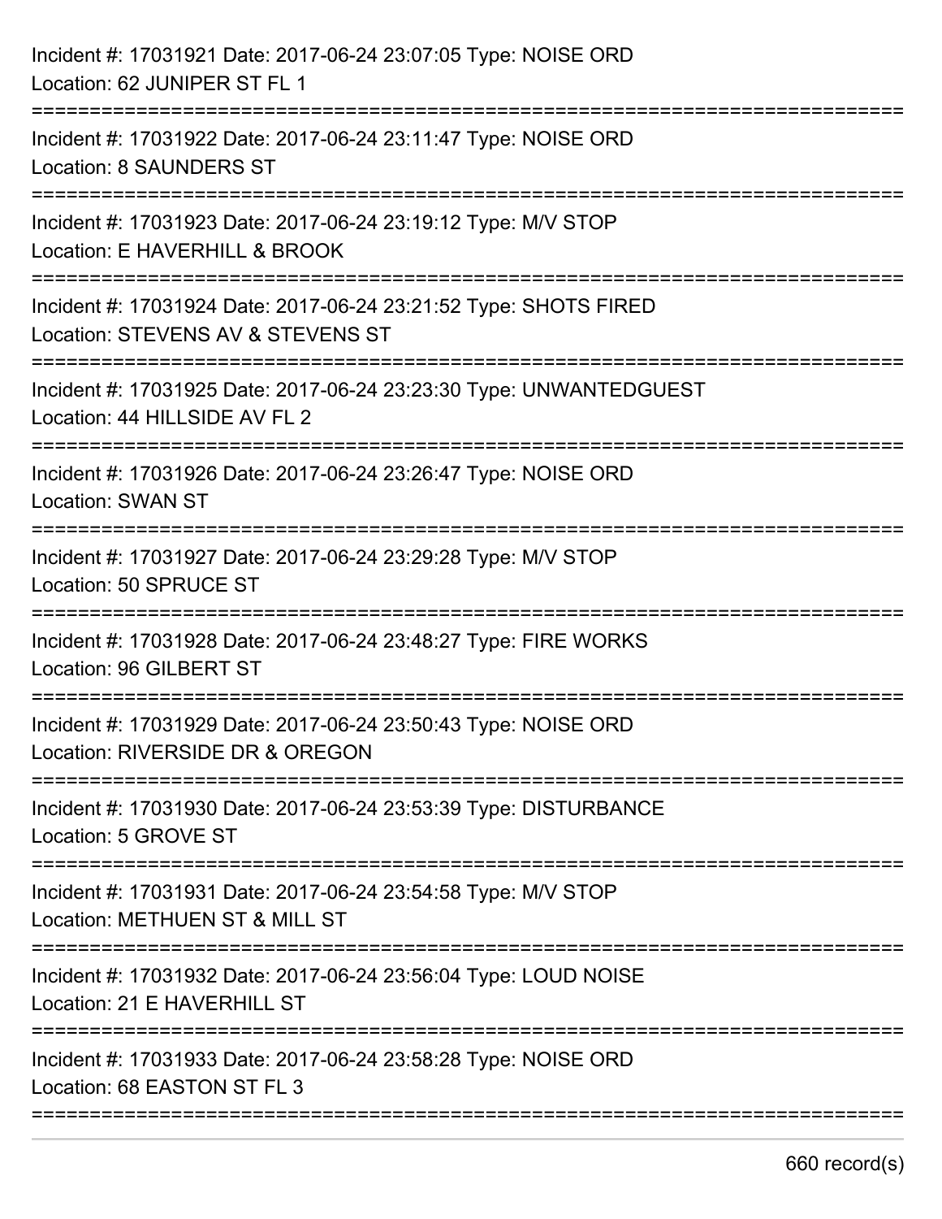Incident #: 17031921 Date: 2017-06-24 23:07:05 Type: NOISE ORD
Location: 62 JUNIPER ST FL 1

===========================================================================

Incident #: 17031922 Date: 2017-06-24 23:11:47 Type: NOISE ORD
Location: 8 SAUNDERS ST

===========================================================================

Incident #: 17031923 Date: 2017-06-24 23:19:12 Type: M/V STOP
Location: E HAVERHILL & BROOK

===========================================================================

Incident #: 17031924 Date: 2017-06-24 23:21:52 Type: SHOTS FIRED
Location: STEVENS AV & STEVENS ST

===========================================================================

Incident #: 17031925 Date: 2017-06-24 23:23:30 Type: UNWANTEDGUEST
Location: 44 HILLSIDE AV FL 2

===========================================================================

Incident #: 17031926 Date: 2017-06-24 23:26:47 Type: NOISE ORD
Location: SWAN ST

===========================================================================

Incident #: 17031927 Date: 2017-06-24 23:29:28 Type: M/V STOP
Location: 50 SPRUCE ST

===========================================================================

Incident #: 17031928 Date: 2017-06-24 23:48:27 Type: FIRE WORKS
Location: 96 GILBERT ST

===========================================================================

Incident #: 17031929 Date: 2017-06-24 23:50:43 Type: NOISE ORD
Location: RIVERSIDE DR & OREGON

===========================================================================

Incident #: 17031930 Date: 2017-06-24 23:53:39 Type: DISTURBANCE
Location: 5 GROVE ST

===========================================================================

Incident #: 17031931 Date: 2017-06-24 23:54:58 Type: M/V STOP
Location: METHUEN ST & MILL ST

===========================================================================

Incident #: 17031932 Date: 2017-06-24 23:56:04 Type: LOUD NOISE
Location: 21 E HAVERHILL ST

===========================================================================

Incident #: 17031933 Date: 2017-06-24 23:58:28 Type: NOISE ORD
Location: 68 EASTON ST FL 3

===========================================================================

660 record(s)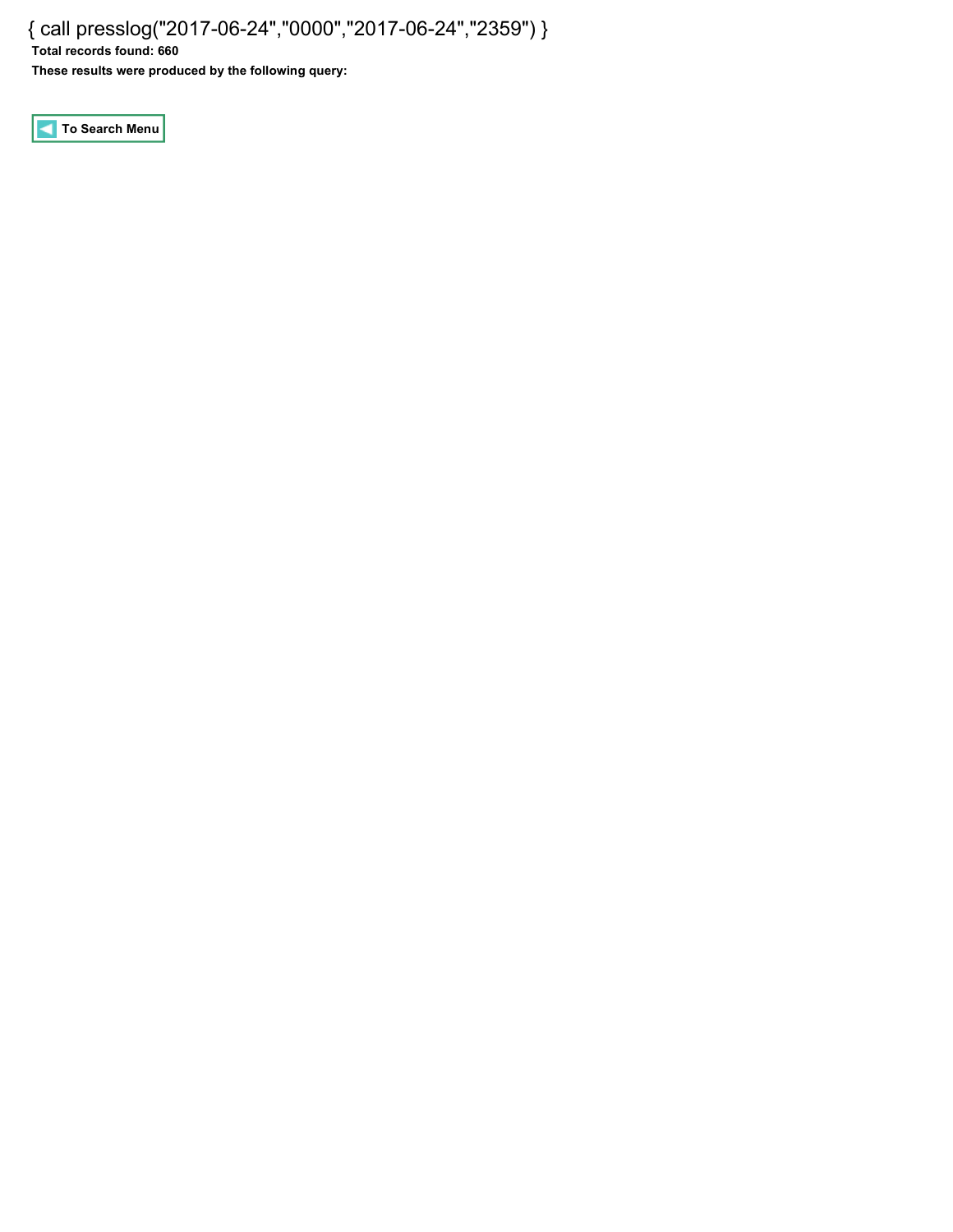{ call presslog("2017-06-24","0000","2017-06-24","2359") }

**Total records found: 660**

**These results were produced by the following query:**

**To Search Menu**